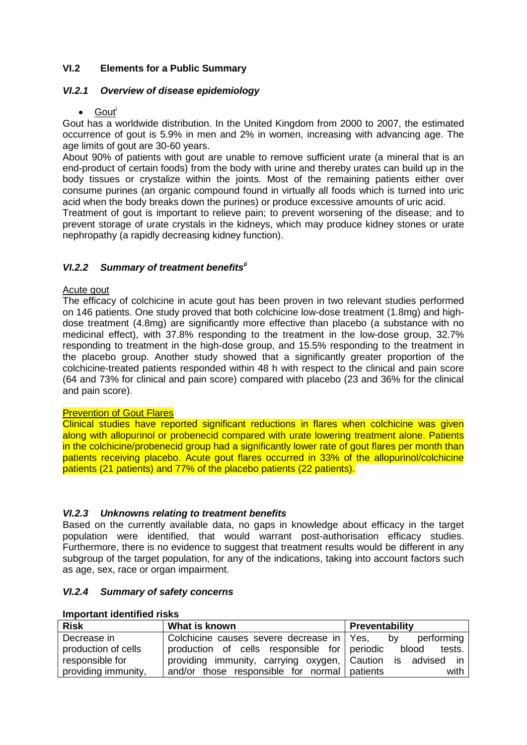## VI.2 Elements for a Public Summary

### *VI.2.1 Overview of disease epidemiology*

- Gout[i]

Gout has a worldwide distribution. In the United Kingdom from 2000 to 2007, the estimated occurrence of gout is 5.9% in men and 2% in women, increasing with advancing age. The age limits of gout are 30-60 years.

About 90% of patients with gout are unable to remove sufficient urate (a mineral that is an end-product of certain foods) from the body with urine and thereby urates can build up in the body tissues or crystalize within the joints. Most of the remaining patients either over consume purines (an organic compound found in virtually all foods which is turned into uric acid when the body breaks down the purines) or produce excessive amounts of uric acid.

Treatment of gout is important to relieve pain; to prevent worsening of the disease; and to prevent storage of urate crystals in the kidneys, which may produce kidney stones or urate nephropathy (a rapidly decreasing kidney function).

### *VI.2.2 Summary of treatment benefits[ii]*

Acute gout

The efficacy of colchicine in acute gout has been proven in two relevant studies performed on 146 patients. One study proved that both colchicine low-dose treatment (1.8mg) and high-dose treatment (4.8mg) are significantly more effective than placebo (a substance with no medicinal effect), with 37.8% responding to the treatment in the low-dose group, 32.7% responding to treatment in the high-dose group, and 15.5% responding to the treatment in the placebo group. Another study showed that a significantly greater proportion of the colchicine-treated patients responded within 48 h with respect to the clinical and pain score (64 and 73% for clinical and pain score) compared with placebo (23 and 36% for the clinical and pain score).

Prevention of Gout Flares

Clinical studies have reported significant reductions in flares when colchicine was given along with allopurinol or probenecid compared with urate lowering treatment alone. Patients in the colchicine/probenecid group had a significantly lower rate of gout flares per month than patients receiving placebo. Acute gout flares occurred in 33% of the allopurinol/colchicine patients (21 patients) and 77% of the placebo patients (22 patients).

### *VI.2.3 Unknowns relating to treatment benefits*

Based on the currently available data, no gaps in knowledge about efficacy in the target population were identified, that would warrant post-authorisation efficacy studies. Furthermore, there is no evidence to suggest that treatment results would be different in any subgroup of the target population, for any of the indications, taking into account factors such as age, sex, race or organ impairment.

### *VI.2.4 Summary of safety concerns*

**Important identified risks**

| Risk | What is known | Preventability |
|---|---|---|
| Decrease in production of cells responsible for providing immunity, | Colchicine causes severe decrease in production of cells responsible for providing immunity, carrying oxygen, and/or those responsible for normal | Yes, by performing periodic blood tests. Caution is advised in patients with |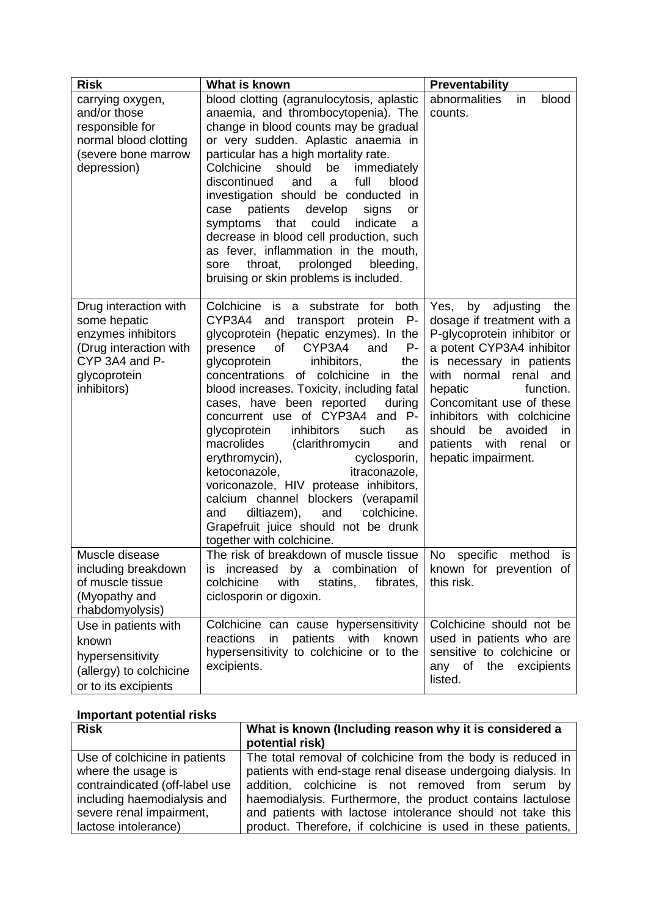| Risk | What is known | Preventability |
|---|---|---|
| carrying oxygen, and/or those responsible for normal blood clotting (severe bone marrow depression) | blood clotting (agranulocytosis, aplastic anaemia, and thrombocytopenia). The change in blood counts may be gradual or very sudden. Aplastic anaemia in particular has a high mortality rate. Colchicine should be immediately discontinued and a full blood investigation should be conducted in case patients develop signs or symptoms that could indicate a decrease in blood cell production, such as fever, inflammation in the mouth, sore throat, prolonged bleeding, bruising or skin problems is included. | abnormalities in blood counts. |
| Drug interaction with some hepatic enzymes inhibitors (Drug interaction with CYP 3A4 and P-glycoprotein inhibitors) | Colchicine is a substrate for both CYP3A4 and transport protein P-glycoprotein (hepatic enzymes). In the presence of CYP3A4 and P-glycoprotein inhibitors, the concentrations of colchicine in the blood increases. Toxicity, including fatal cases, have been reported during concurrent use of CYP3A4 and P-glycoprotein inhibitors such as macrolides (clarithromycin and erythromycin), cyclosporin, ketoconazole, itraconazole, voriconazole, HIV protease inhibitors, calcium channel blockers (verapamil and diltiazem), and colchicine. Grapefruit juice should not be drunk together with colchicine. | Yes, by adjusting the dosage if treatment with a P-glycoprotein inhibitor or a potent CYP3A4 inhibitor is necessary in patients with normal renal and hepatic function. Concomitant use of these inhibitors with colchicine should be avoided in patients with renal or hepatic impairment. |
| Muscle disease including breakdown of muscle tissue (Myopathy and rhabdomyolysis) | The risk of breakdown of muscle tissue is increased by a combination of colchicine with statins, fibrates, ciclosporin or digoxin. | No specific method is known for prevention of this risk. |
| Use in patients with known hypersensitivity (allergy) to colchicine or to its excipients | Colchicine can cause hypersensitivity reactions in patients with known hypersensitivity to colchicine or to the excipients. | Colchicine should not be used in patients who are sensitive to colchicine or any of the excipients listed. |

**Important potential risks**

| Risk | What is known (Including reason why it is considered a potential risk) |
|---|---|
| Use of colchicine in patients where the usage is contraindicated (off-label use including haemodialysis and severe renal impairment, lactose intolerance) | The total removal of colchicine from the body is reduced in patients with end-stage renal disease undergoing dialysis. In addition, colchicine is not removed from serum by haemodialysis. Furthermore, the product contains lactulose and patients with lactose intolerance should not take this product. Therefore, if colchicine is used in these patients, |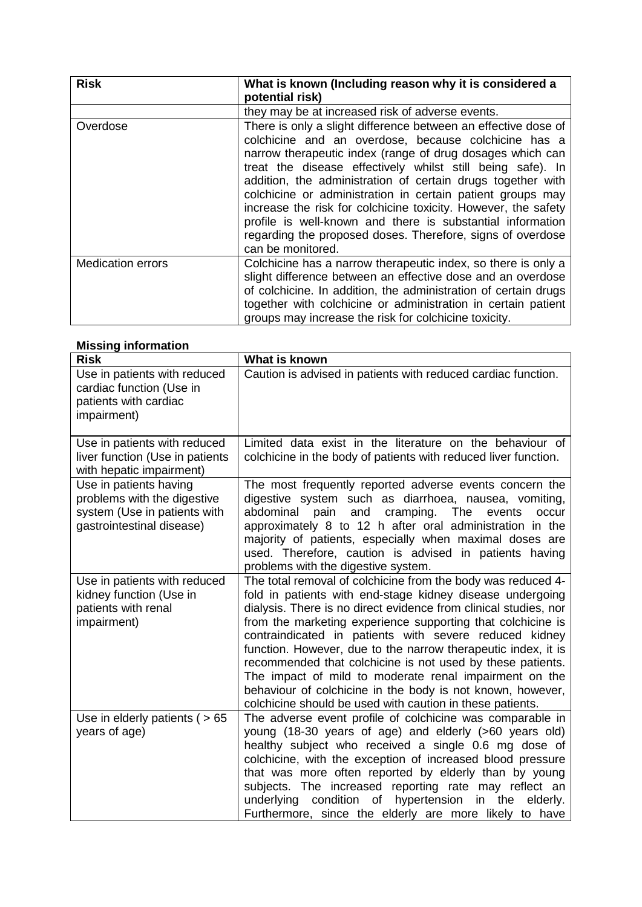| Risk | What is known (Including reason why it is considered a potential risk) |
|---|---|
| | they may be at increased risk of adverse events. |
| Overdose | There is only a slight difference between an effective dose of colchicine and an overdose, because colchicine has a narrow therapeutic index (range of drug dosages which can treat the disease effectively whilst still being safe). In addition, the administration of certain drugs together with colchicine or administration in certain patient groups may increase the risk for colchicine toxicity. However, the safety profile is well-known and there is substantial information regarding the proposed doses. Therefore, signs of overdose can be monitored. |
| Medication errors | Colchicine has a narrow therapeutic index, so there is only a slight difference between an effective dose and an overdose of colchicine. In addition, the administration of certain drugs together with colchicine or administration in certain patient groups may increase the risk for colchicine toxicity. |

**Missing information**

| Risk | What is known |
|---|---|
| Use in patients with reduced cardiac function (Use in patients with cardiac impairment) | Caution is advised in patients with reduced cardiac function. |
| Use in patients with reduced liver function (Use in patients with hepatic impairment) | Limited data exist in the literature on the behaviour of colchicine in the body of patients with reduced liver function. |
| Use in patients having problems with the digestive system (Use in patients with gastrointestinal disease) | The most frequently reported adverse events concern the digestive system such as diarrhoea, nausea, vomiting, abdominal pain and cramping. The events occur approximately 8 to 12 h after oral administration in the majority of patients, especially when maximal doses are used. Therefore, caution is advised in patients having problems with the digestive system. |
| Use in patients with reduced kidney function (Use in patients with renal impairment) | The total removal of colchicine from the body was reduced 4-fold in patients with end-stage kidney disease undergoing dialysis. There is no direct evidence from clinical studies, nor from the marketing experience supporting that colchicine is contraindicated in patients with severe reduced kidney function. However, due to the narrow therapeutic index, it is recommended that colchicine is not used by these patients. The impact of mild to moderate renal impairment on the behaviour of colchicine in the body is not known, however, colchicine should be used with caution in these patients. |
| Use in elderly patients ( > 65 years of age) | The adverse event profile of colchicine was comparable in young (18-30 years of age) and elderly (>60 years old) healthy subject who received a single 0.6 mg dose of colchicine, with the exception of increased blood pressure that was more often reported by elderly than by young subjects. The increased reporting rate may reflect an underlying condition of hypertension in the elderly. Furthermore, since the elderly are more likely to have |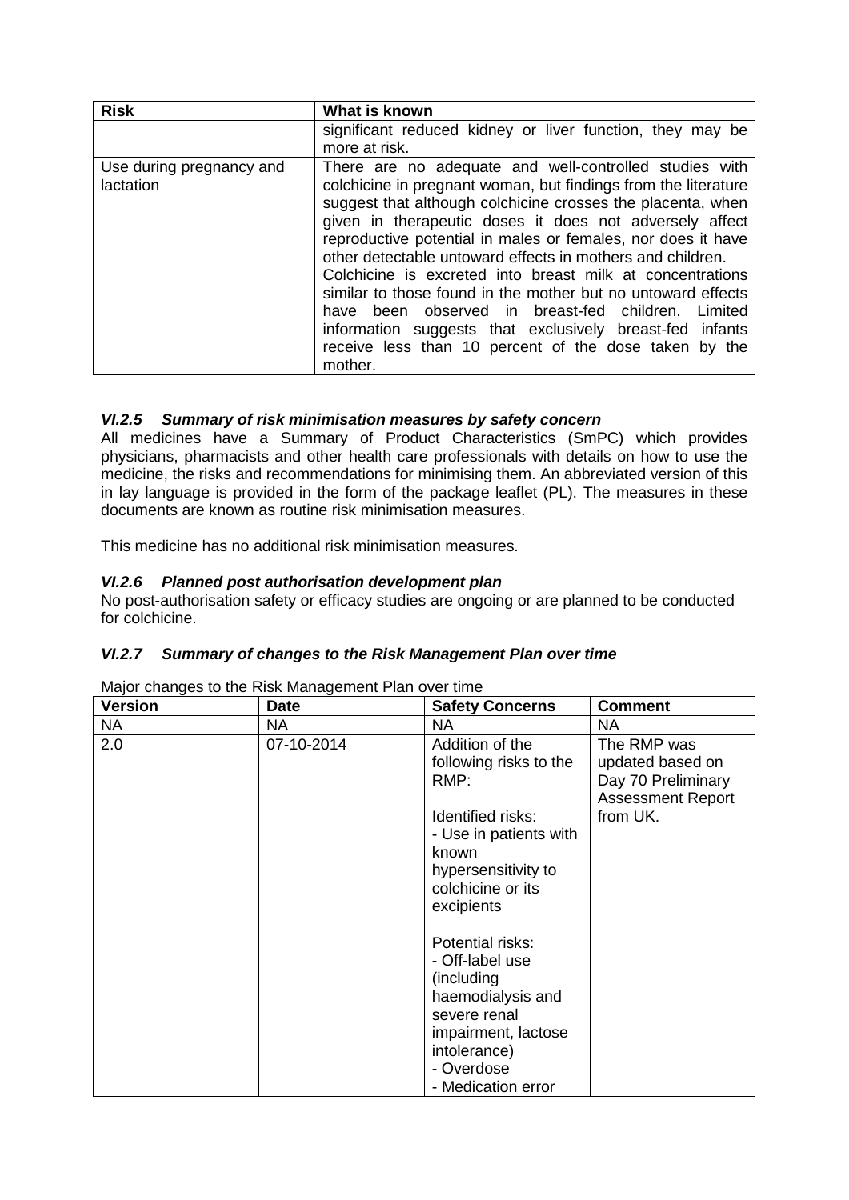| Risk | What is known |
|---|---|
| | significant reduced kidney or liver function, they may be more at risk. |
| Use during pregnancy and lactation | There are no adequate and well-controlled studies with colchicine in pregnant woman, but findings from the literature suggest that although colchicine crosses the placenta, when given in therapeutic doses it does not adversely affect reproductive potential in males or females, nor does it have other detectable untoward effects in mothers and children. Colchicine is excreted into breast milk at concentrations similar to those found in the mother but no untoward effects have been observed in breast-fed children. Limited information suggests that exclusively breast-fed infants receive less than 10 percent of the dose taken by the mother. |

### *VI.2.5 Summary of risk minimisation measures by safety concern*

All medicines have a Summary of Product Characteristics (SmPC) which provides physicians, pharmacists and other health care professionals with details on how to use the medicine, the risks and recommendations for minimising them. An abbreviated version of this in lay language is provided in the form of the package leaflet (PL). The measures in these documents are known as routine risk minimisation measures.

This medicine has no additional risk minimisation measures.

### *VI.2.6 Planned post authorisation development plan*

No post-authorisation safety or efficacy studies are ongoing or are planned to be conducted for colchicine.

### *VI.2.7 Summary of changes to the Risk Management Plan over time*

Major changes to the Risk Management Plan over time

| Version | Date | Safety Concerns | Comment |
|---|---|---|---|
| NA | NA | NA | NA |
| 2.0 | 07-10-2014 | Addition of the following risks to the RMP:<br><br>Identified risks:<br>- Use in patients with known hypersensitivity to colchicine or its excipients<br><br>Potential risks:<br>- Off-label use (including haemodialysis and severe renal impairment, lactose intolerance)<br>- Overdose<br>- Medication error | The RMP was updated based on Day 70 Preliminary Assessment Report from UK. |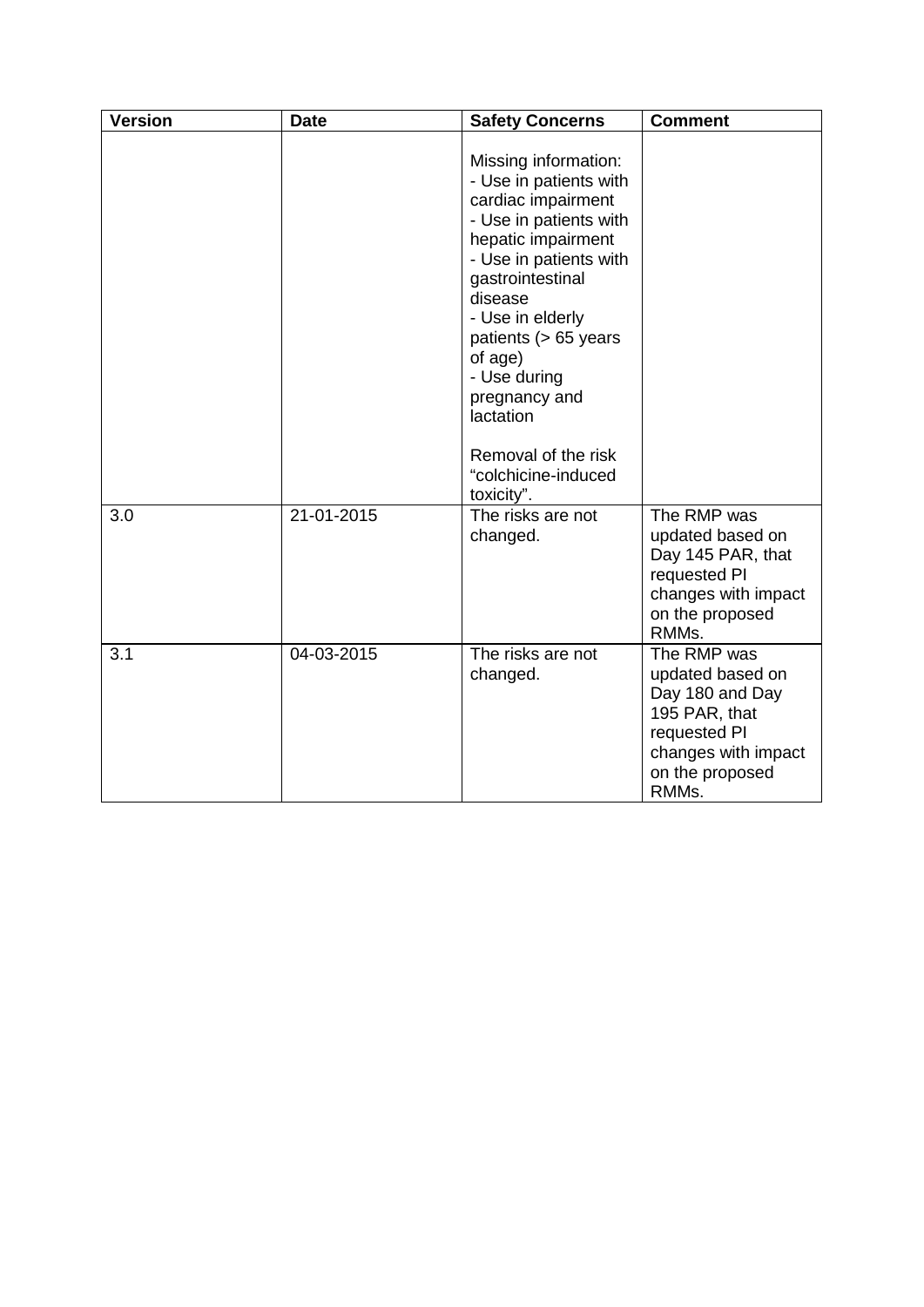| Version | Date | Safety Concerns | Comment |
|---|---|---|---|
| | | Missing information:<br>- Use in patients with cardiac impairment<br>- Use in patients with hepatic impairment<br>- Use in patients with gastrointestinal disease<br>- Use in elderly patients (> 65 years of age)<br>- Use during pregnancy and lactation<br><br>Removal of the risk “colchicine-induced toxicity”. | |
| 3.0 | 21-01-2015 | The risks are not changed. | The RMP was updated based on Day 145 PAR, that requested PI changes with impact on the proposed RMMs. |
| 3.1 | 04-03-2015 | The risks are not changed. | The RMP was updated based on Day 180 and Day 195 PAR, that requested PI changes with impact on the proposed RMMs. |